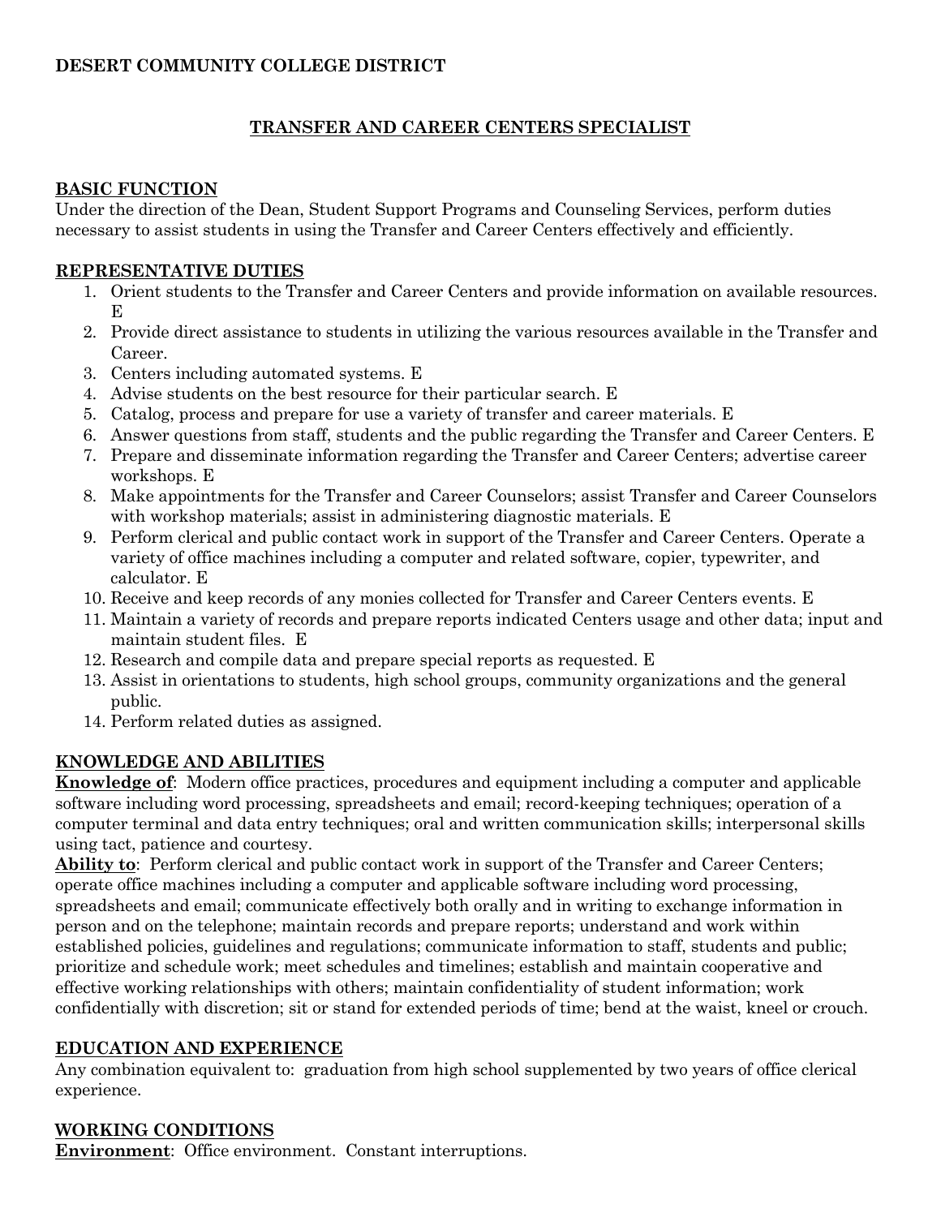**DESERT COMMUNITY COLLEGE DISTRICT**

## TRANSFER AND CAREER CENTERS SPECIALIST

### BASIC FUNCTION

Under the direction of the Dean, Student Support Programs and Counseling Services, perform duties necessary to assist students in using the Transfer and Career Centers effectively and efficiently.

### REPRESENTATIVE DUTIES

1. Orient students to the Transfer and Career Centers and provide information on available resources. E
2. Provide direct assistance to students in utilizing the various resources available in the Transfer and Career.
3. Centers including automated systems. E
4. Advise students on the best resource for their particular search. E
5. Catalog, process and prepare for use a variety of transfer and career materials. E
6. Answer questions from staff, students and the public regarding the Transfer and Career Centers. E
7. Prepare and disseminate information regarding the Transfer and Career Centers; advertise career workshops. E
8. Make appointments for the Transfer and Career Counselors; assist Transfer and Career Counselors with workshop materials; assist in administering diagnostic materials. E
9. Perform clerical and public contact work in support of the Transfer and Career Centers. Operate a variety of office machines including a computer and related software, copier, typewriter, and calculator. E
10. Receive and keep records of any monies collected for Transfer and Career Centers events. E
11. Maintain a variety of records and prepare reports indicated Centers usage and other data; input and maintain student files. E
12. Research and compile data and prepare special reports as requested. E
13. Assist in orientations to students, high school groups, community organizations and the general public.
14. Perform related duties as assigned.

### KNOWLEDGE AND ABILITIES

**Knowledge of**: Modern office practices, procedures and equipment including a computer and applicable software including word processing, spreadsheets and email; record-keeping techniques; operation of a computer terminal and data entry techniques; oral and written communication skills; interpersonal skills using tact, patience and courtesy.

**Ability to**: Perform clerical and public contact work in support of the Transfer and Career Centers; operate office machines including a computer and applicable software including word processing, spreadsheets and email; communicate effectively both orally and in writing to exchange information in person and on the telephone; maintain records and prepare reports; understand and work within established policies, guidelines and regulations; communicate information to staff, students and public; prioritize and schedule work; meet schedules and timelines; establish and maintain cooperative and effective working relationships with others; maintain confidentiality of student information; work confidentially with discretion; sit or stand for extended periods of time; bend at the waist, kneel or crouch.

### EDUCATION AND EXPERIENCE

Any combination equivalent to: graduation from high school supplemented by two years of office clerical experience.

### WORKING CONDITIONS

**Environment**: Office environment. Constant interruptions.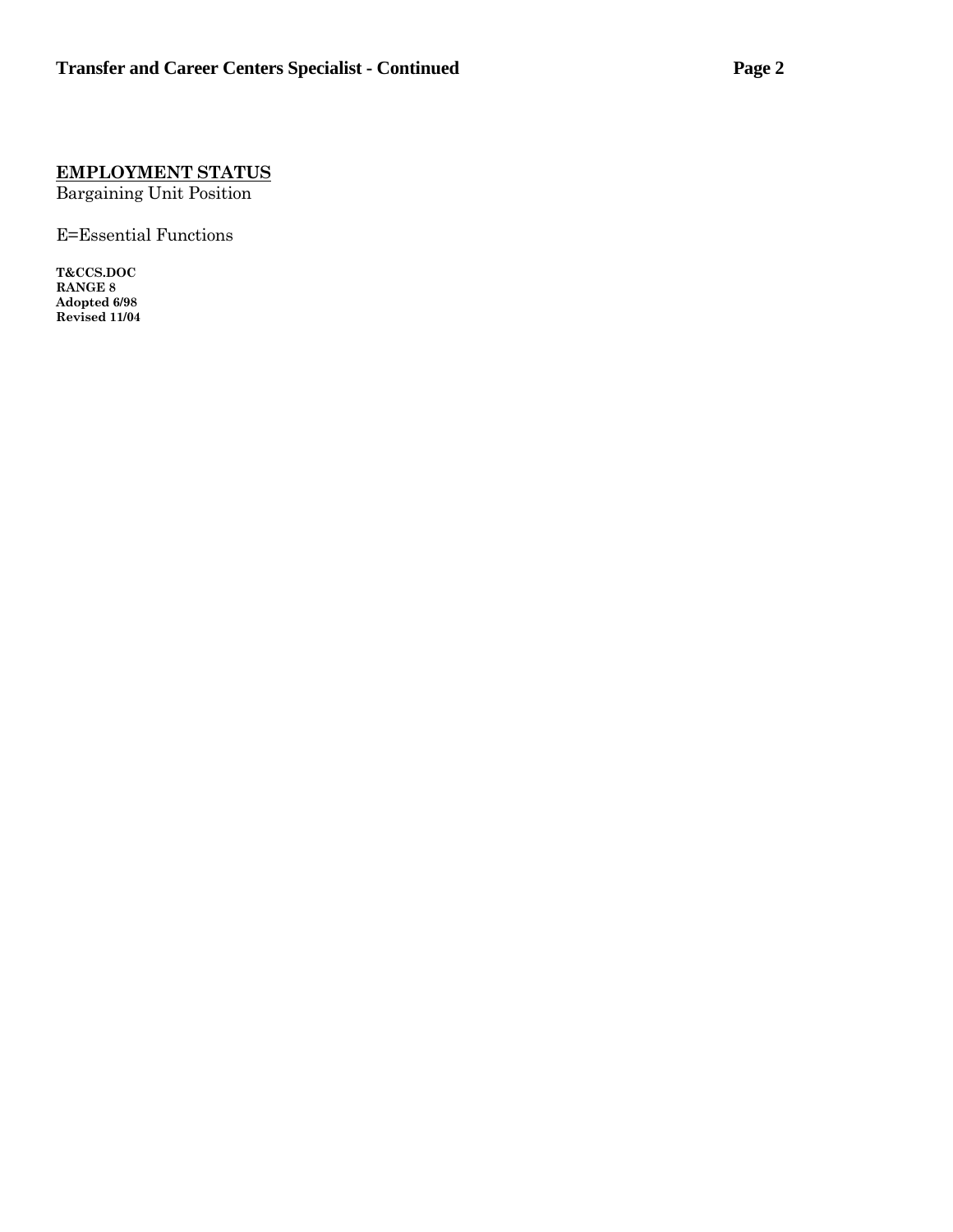## EMPLOYMENT STATUS

Bargaining Unit Position

E=Essential Functions

**T&CCS.DOC**
**RANGE 8**
**Adopted 6/98**
**Revised 11/04**